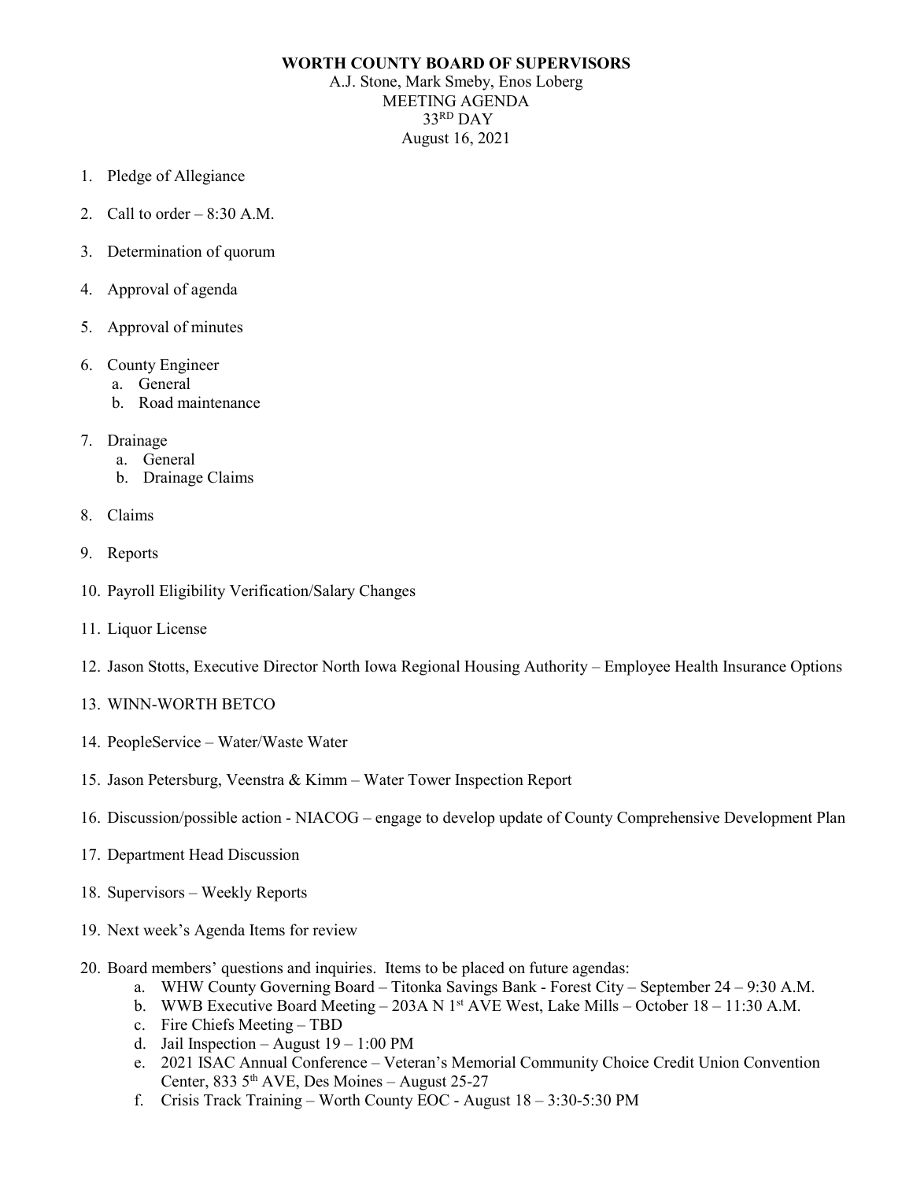# WORTH COUNTY BOARD OF SUPERVISORS

A.J. Stone, Mark Smeby, Enos Loberg
MEETING AGENDA
33RD DAY
August 16, 2021

1. Pledge of Allegiance
2. Call to order – 8:30 A.M.
3. Determination of quorum
4. Approval of agenda
5. Approval of minutes
6. County Engineer
   a. General
   b. Road maintenance
7. Drainage
   a. General
   b. Drainage Claims
8. Claims
9. Reports
10. Payroll Eligibility Verification/Salary Changes
11. Liquor License
12. Jason Stotts, Executive Director North Iowa Regional Housing Authority – Employee Health Insurance Options
13. WINN-WORTH BETCO
14. PeopleService – Water/Waste Water
15. Jason Petersburg, Veenstra & Kimm – Water Tower Inspection Report
16. Discussion/possible action - NIACOG – engage to develop update of County Comprehensive Development Plan
17. Department Head Discussion
18. Supervisors – Weekly Reports
19. Next week's Agenda Items for review
20. Board members' questions and inquiries. Items to be placed on future agendas:
    a. WHW County Governing Board – Titonka Savings Bank - Forest City – September 24 – 9:30 A.M.
    b. WWB Executive Board Meeting – 203A N 1st AVE West, Lake Mills – October 18 – 11:30 A.M.
    c. Fire Chiefs Meeting – TBD
    d. Jail Inspection – August 19 – 1:00 PM
    e. 2021 ISAC Annual Conference – Veteran's Memorial Community Choice Credit Union Convention Center, 833 5th AVE, Des Moines – August 25-27
    f. Crisis Track Training – Worth County EOC - August 18 – 3:30-5:30 PM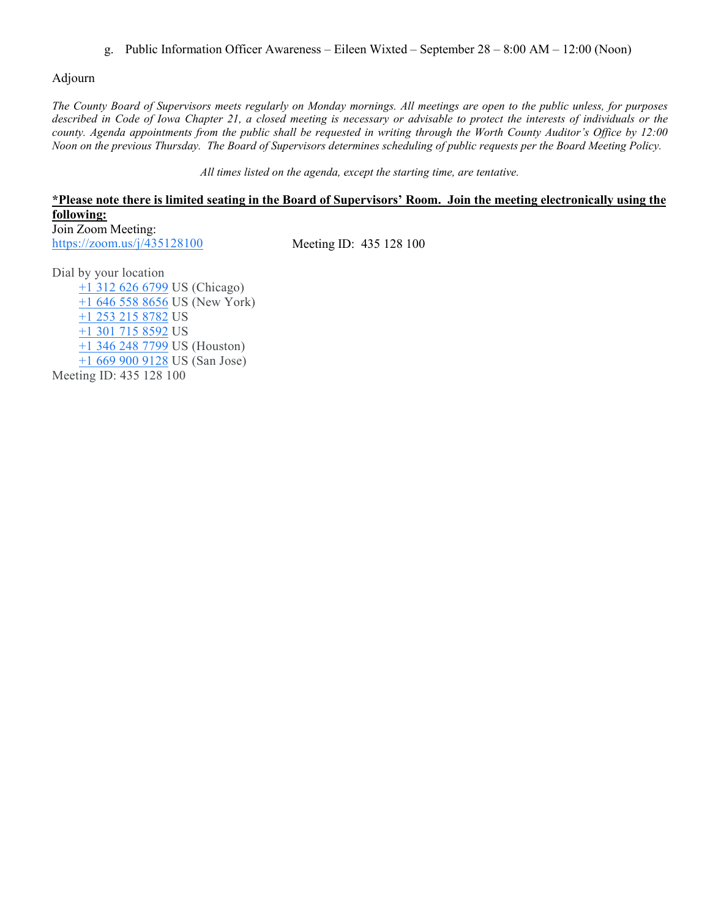g. Public Information Officer Awareness – Eileen Wixted – September 28 – 8:00 AM – 12:00 (Noon)

Adjourn

*The County Board of Supervisors meets regularly on Monday mornings. All meetings are open to the public unless, for purposes described in Code of Iowa Chapter 21, a closed meeting is necessary or advisable to protect the interests of individuals or the county. Agenda appointments from the public shall be requested in writing through the Worth County Auditor's Office by 12:00 Noon on the previous Thursday. The Board of Supervisors determines scheduling of public requests per the Board Meeting Policy.*

*All times listed on the agenda, except the starting time, are tentative.*

**\*Please note there is limited seating in the Board of Supervisors' Room. Join the meeting electronically using the following:**

Join Zoom Meeting:
https://zoom.us/j/435128100 Meeting ID: 435 128 100

Dial by your location
- +1 312 626 6799 US (Chicago)
- +1 646 558 8656 US (New York)
- +1 253 215 8782 US
- +1 301 715 8592 US
- +1 346 248 7799 US (Houston)
- +1 669 900 9128 US (San Jose)

Meeting ID: 435 128 100